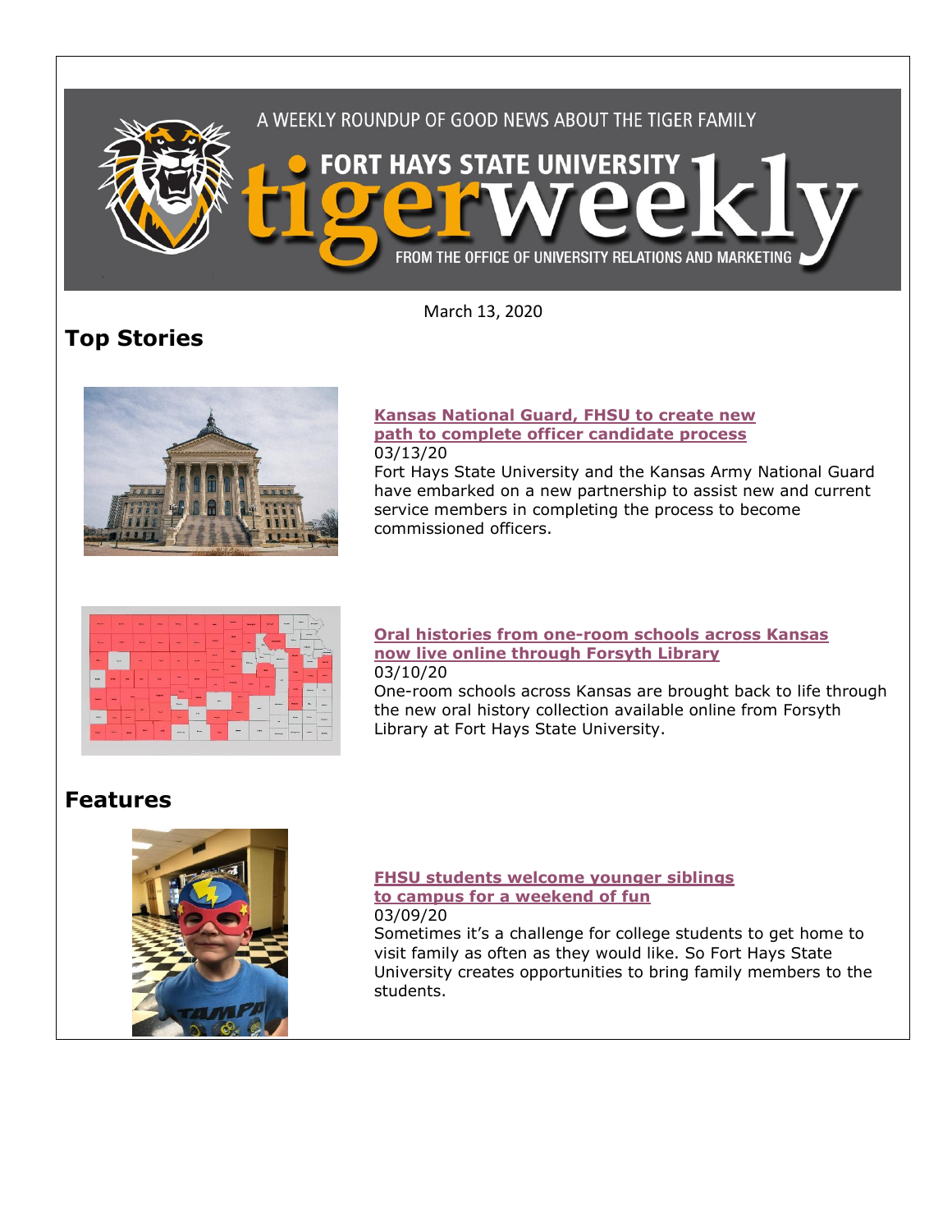A WEEKLY ROUNDUP OF GOOD NEWS ABOUT THE TIGER FAMILY

FORT HAYS STATE UNIVERSITY

# tigerweekly

FROM THE OFFICE OF UNIVERSITY RELATIONS AND MARKETING

March 13, 2020

## Top Stories

### Kansas National Guard, FHSU to create new path to complete officer candidate process

03/13/20

Fort Hays State University and the Kansas Army National Guard have embarked on a new partnership to assist new and current service members in completing the process to become commissioned officers.

### Oral histories from one-room schools across Kansas now live online through Forsyth Library

03/10/20

One-room schools across Kansas are brought back to life through the new oral history collection available online from Forsyth Library at Fort Hays State University.

## Features

### FHSU students welcome younger siblings to campus for a weekend of fun

03/09/20

Sometimes it's a challenge for college students to get home to visit family as often as they would like. So Fort Hays State University creates opportunities to bring family members to the students.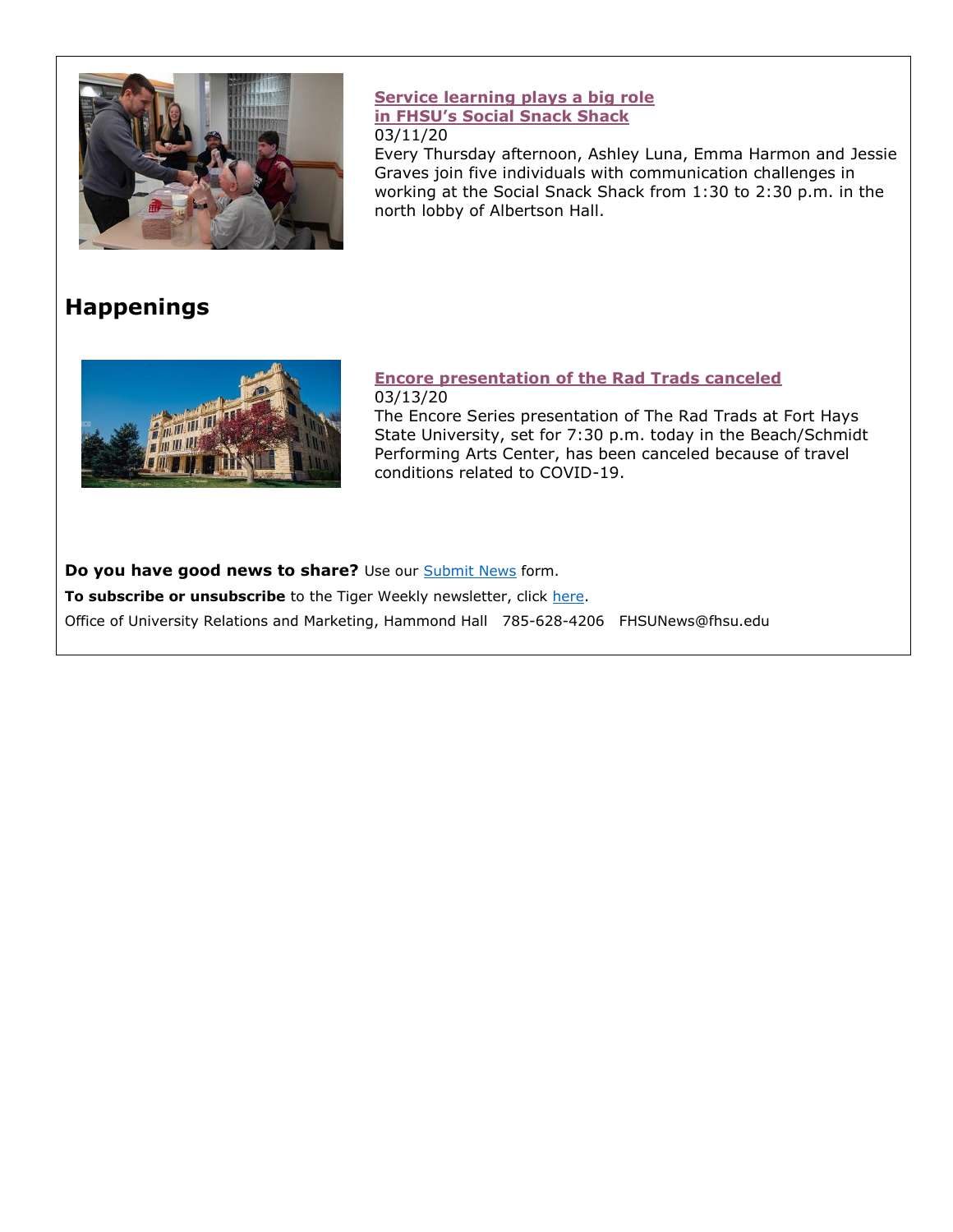**[Service learning plays a big role in FHSU's Social Snack Shack]**
03/11/20
Every Thursday afternoon, Ashley Luna, Emma Harmon and Jessie Graves join five individuals with communication challenges in working at the Social Snack Shack from 1:30 to 2:30 p.m. in the north lobby of Albertson Hall.

## Happenings

**[Encore presentation of the Rad Trads canceled]**
03/13/20
The Encore Series presentation of The Rad Trads at Fort Hays State University, set for 7:30 p.m. today in the Beach/Schmidt Performing Arts Center, has been canceled because of travel conditions related to COVID-19.

**Do you have good news to share?** Use our Submit News form.

**To subscribe or unsubscribe** to the Tiger Weekly newsletter, click here.

Office of University Relations and Marketing, Hammond Hall 785-628-4206 FHSUNews@fhsu.edu